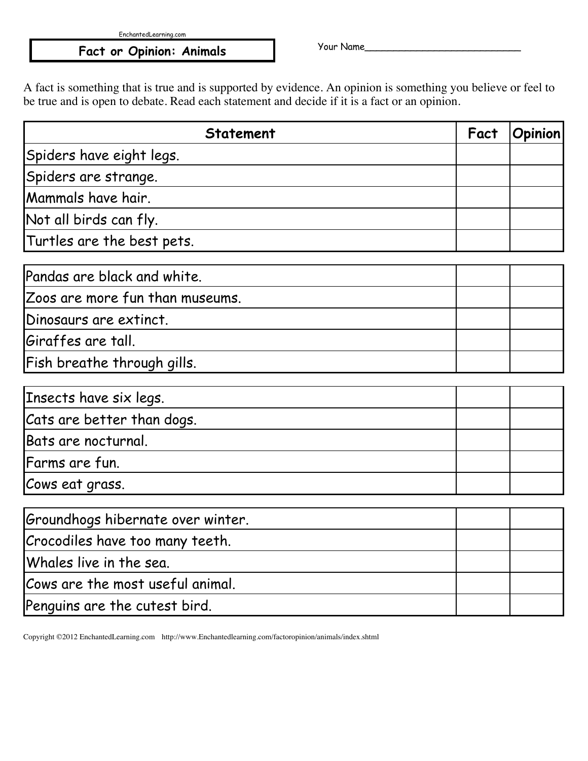EnchantedLearning.com

# Fact or Opinion: Animals

Your Name___________________________

A fact is something that is true and is supported by evidence. An opinion is something you believe or feel to be true and is open to debate. Read each statement and decide if it is a fact or an opinion.

| Statement | Fact | Opinion |
|---|---|---|
| Spiders have eight legs. | | |
| Spiders are strange. | | |
| Mammals have hair. | | |
| Not all birds can fly. | | |
| Turtles are the best pets. | | |
| Pandas are black and white. | | |
| Zoos are more fun than museums. | | |
| Dinosaurs are extinct. | | |
| Giraffes are tall. | | |
| Fish breathe through gills. | | |
| Insects have six legs. | | |
| Cats are better than dogs. | | |
| Bats are nocturnal. | | |
| Farms are fun. | | |
| Cows eat grass. | | |
| Groundhogs hibernate over winter. | | |
| Crocodiles have too many teeth. | | |
| Whales live in the sea. | | |
| Cows are the most useful animal. | | |
| Penguins are the cutest bird. | | |

Copyright ©2012 EnchantedLearning.com http://www.Enchantedlearning.com/factoropinion/animals/index.shtml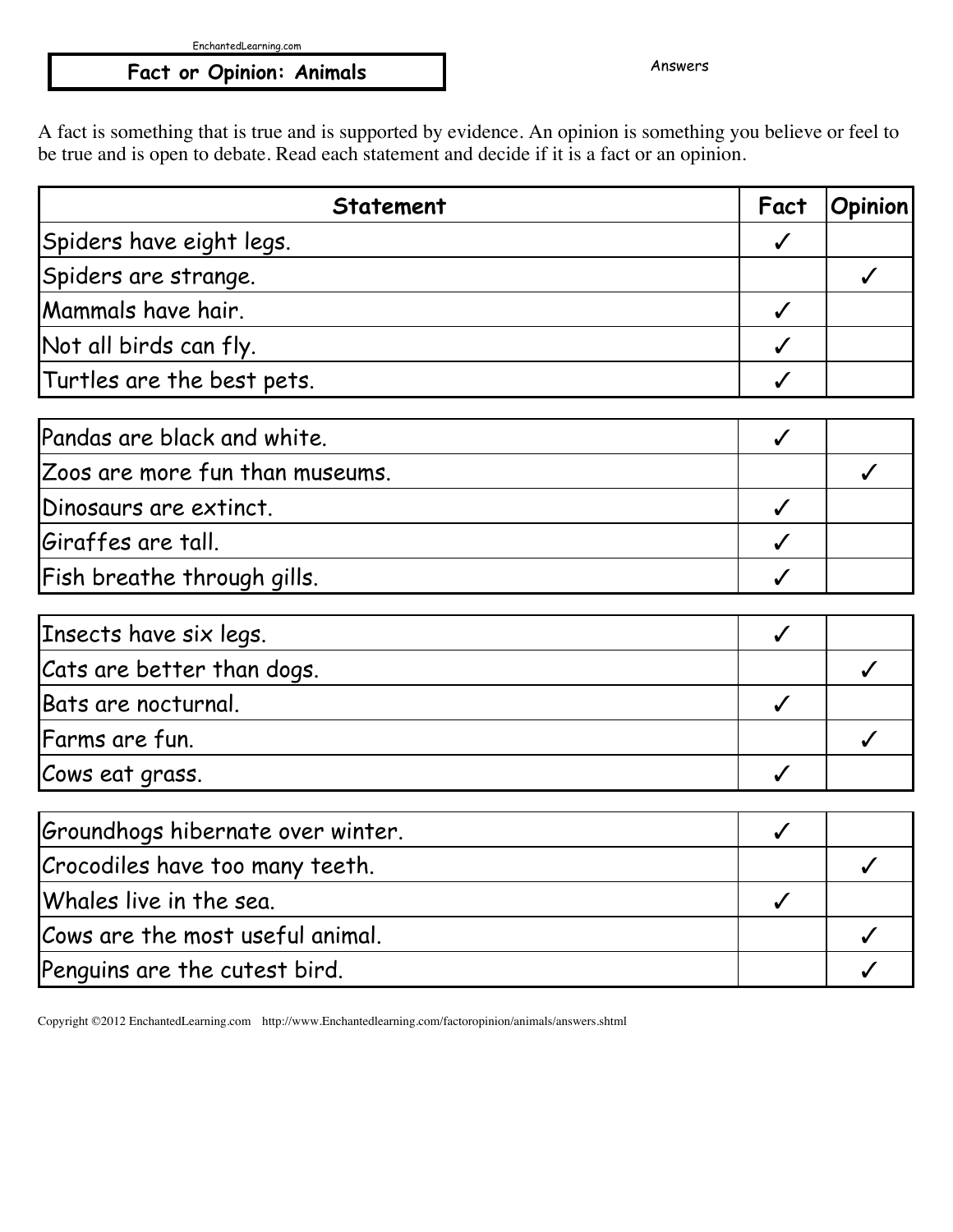# Fact or Opinion: Animals

Answers

A fact is something that is true and is supported by evidence. An opinion is something you believe or feel to be true and is open to debate. Read each statement and decide if it is a fact or an opinion.

| Statement | Fact | Opinion |
|---|---|---|
| Spiders have eight legs. | ✓ | |
| Spiders are strange. | | ✓ |
| Mammals have hair. | ✓ | |
| Not all birds can fly. | ✓ | |
| Turtles are the best pets. | ✓ | |
| Pandas are black and white. | ✓ | |
| Zoos are more fun than museums. | | ✓ |
| Dinosaurs are extinct. | ✓ | |
| Giraffes are tall. | ✓ | |
| Fish breathe through gills. | ✓ | |
| Insects have six legs. | ✓ | |
| Cats are better than dogs. | | ✓ |
| Bats are nocturnal. | ✓ | |
| Farms are fun. | | ✓ |
| Cows eat grass. | ✓ | |
| Groundhogs hibernate over winter. | ✓ | |
| Crocodiles have too many teeth. | | ✓ |
| Whales live in the sea. | ✓ | |
| Cows are the most useful animal. | | ✓ |
| Penguins are the cutest bird. | | ✓ |